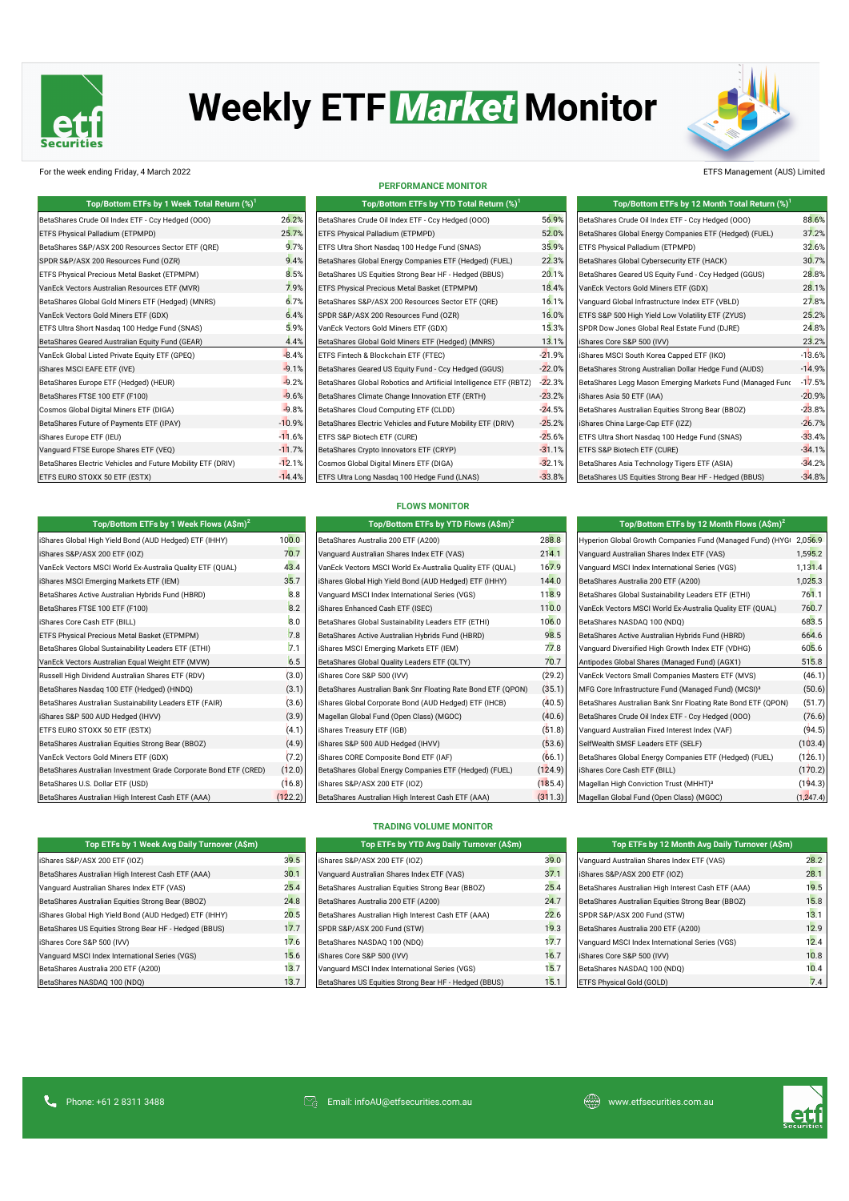# Weekly ETF *Market* Monitor

For the week ending Friday, 4 March 2022

ETFS Management (AUS) Limited

## PERFORMANCE MONITOR

| Top/Bottom ETFs by 1 Week Total Return (%)[1] | |
|---|---|
| BetaShares Crude Oil Index ETF - Ccy Hedged (OOO) | 26.2% |
| ETFS Physical Palladium (ETPMPD) | 25.7% |
| BetaShares S&P/ASX 200 Resources Sector ETF (QRE) | 9.7% |
| SPDR S&P/ASX 200 Resources Fund (OZR) | 9.4% |
| ETFS Physical Precious Metal Basket (ETPMPM) | 8.5% |
| VanEck Vectors Australian Resources ETF (MVR) | 7.9% |
| BetaShares Global Gold Miners ETF (Hedged) (MNRS) | 6.7% |
| VanEck Vectors Gold Miners ETF (GDX) | 6.4% |
| ETFS Ultra Short Nasdaq 100 Hedge Fund (SNAS) | 5.9% |
| BetaShares Geared Australian Equity Fund (GEAR) | 4.4% |
| VanEck Global Listed Private Equity ETF (GPEQ) | -8.4% |
| iShares MSCI EAFE ETF (IVE) | -9.1% |
| BetaShares Europe ETF (Hedged) (HEUR) | -9.2% |
| BetaShares FTSE 100 ETF (F100) | -9.6% |
| Cosmos Global Digital Miners ETF (DIGA) | -9.8% |
| BetaShares Future of Payments ETF (IPAY) | -10.9% |
| iShares Europe ETF (IEU) | -11.6% |
| Vanguard FTSE Europe Shares ETF (VEQ) | -11.7% |
| BetaShares Electric Vehicles and Future Mobility ETF (DRIV) | -12.1% |
| ETFS EURO STOXX 50 ETF (ESTX) | -14.4% |

| Top/Bottom ETFs by YTD Total Return (%)[1] | |
|---|---|
| BetaShares Crude Oil Index ETF - Ccy Hedged (OOO) | 56.9% |
| ETFS Physical Palladium (ETPMPD) | 52.0% |
| ETFS Ultra Short Nasdaq 100 Hedge Fund (SNAS) | 35.9% |
| BetaShares Global Energy Companies ETF (Hedged) (FUEL) | 22.3% |
| BetaShares US Equities Strong Bear HF - Hedged (BBUS) | 20.1% |
| ETFS Physical Precious Metal Basket (ETPMPM) | 18.4% |
| BetaShares S&P/ASX 200 Resources Sector ETF (QRE) | 16.1% |
| SPDR S&P/ASX 200 Resources Fund (OZR) | 16.0% |
| VanEck Vectors Gold Miners ETF (GDX) | 15.3% |
| BetaShares Global Gold Miners ETF (Hedged) (MNRS) | 13.1% |
| ETFS Fintech & Blockchain ETF (FTEC) | -21.9% |
| BetaShares Geared US Equity Fund - Ccy Hedged (GGUS) | -22.0% |
| BetaShares Global Robotics and Artificial Intelligence ETF (RBTZ) | -22.3% |
| BetaShares Climate Change Innovation ETF (ERTH) | -23.2% |
| BetaShares Cloud Computing ETF (CLDD) | -24.5% |
| BetaShares Electric Vehicles and Future Mobility ETF (DRIV) | -25.2% |
| ETFS S&P Biotech ETF (CURE) | -25.6% |
| BetaShares Crypto Innovators ETF (CRYP) | -31.1% |
| Cosmos Global Digital Miners ETF (DIGA) | -32.1% |
| ETFS Ultra Long Nasdaq 100 Hedge Fund (LNAS) | -33.8% |

| Top/Bottom ETFs by 12 Month Total Return (%)[1] | |
|---|---|
| BetaShares Crude Oil Index ETF - Ccy Hedged (OOO) | 88.6% |
| BetaShares Global Energy Companies ETF (Hedged) (FUEL) | 37.2% |
| ETFS Physical Palladium (ETPMPD) | 32.6% |
| BetaShares Global Cybersecurity ETF (HACK) | 30.7% |
| BetaShares Geared US Equity Fund - Ccy Hedged (GGUS) | 28.8% |
| VanEck Vectors Gold Miners ETF (GDX) | 28.1% |
| Vanguard Global Infrastructure Index ETF (VBLD) | 27.8% |
| ETFS S&P 500 High Yield Low Volatility ETF (ZYUS) | 25.2% |
| SPDR Dow Jones Global Real Estate Fund (DJRE) | 24.8% |
| iShares Core S&P 500 (IVV) | 23.2% |
| iShares MSCI South Korea Capped ETF (IKO) | -13.6% |
| BetaShares Strong Australian Dollar Hedge Fund (AUDS) | -14.9% |
| BetaShares Legg Mason Emerging Markets Fund (Managed Func | -17.5% |
| iShares Asia 50 ETF (IAA) | -20.9% |
| BetaShares Australian Equities Strong Bear (BBOZ) | -23.8% |
| iShares China Large-Cap ETF (IZZ) | -26.7% |
| ETFS Ultra Short Nasdaq 100 Hedge Fund (SNAS) | -33.4% |
| ETFS S&P Biotech ETF (CURE) | -34.1% |
| BetaShares Asia Technology Tigers ETF (ASIA) | -34.2% |
| BetaShares US Equities Strong Bear HF - Hedged (BBUS) | -34.8% |

## FLOWS MONITOR

| Top/Bottom ETFs by 1 Week Flows (A$m)[2] | |
|---|---|
| iShares Global High Yield Bond (AUD Hedged) ETF (IHHY) | 100.0 |
| iShares S&P/ASX 200 ETF (IOZ) | 70.7 |
| VanEck Vectors MSCI World Ex-Australia Quality ETF (QUAL) | 43.4 |
| iShares MSCI Emerging Markets ETF (IEM) | 35.7 |
| BetaShares Active Australian Hybrids Fund (HBRD) | 8.8 |
| BetaShares FTSE 100 ETF (F100) | 8.2 |
| iShares Core Cash ETF (BILL) | 8.0 |
| ETFS Physical Precious Metal Basket (ETPMPM) | 7.8 |
| BetaShares Global Sustainability Leaders ETF (ETHI) | 7.1 |
| VanEck Vectors Australian Equal Weight ETF (MVW) | 6.5 |
| Russell High Dividend Australian Shares ETF (RDV) | (3.0) |
| BetaShares Nasdaq 100 ETF (Hedged) (HNDQ) | (3.1) |
| BetaShares Australian Sustainability Leaders ETF (FAIR) | (3.6) |
| iShares S&P 500 AUD Hedged (IHVV) | (3.9) |
| ETFS EURO STOXX 50 ETF (ESTX) | (4.1) |
| BetaShares Australian Equities Strong Bear (BBOZ) | (4.9) |
| VanEck Vectors Gold Miners ETF (GDX) | (7.2) |
| BetaShares Australian Investment Grade Corporate Bond ETF (CRED) | (12.0) |
| BetaShares U.S. Dollar ETF (USD) | (16.8) |
| BetaShares Australian High Interest Cash ETF (AAA) | (122.2) |

| Top/Bottom ETFs by YTD Flows (A$m)[2] | |
|---|---|
| BetaShares Australia 200 ETF (A200) | 288.8 |
| Vanguard Australian Shares Index ETF (VAS) | 214.1 |
| VanEck Vectors MSCI World Ex-Australia Quality ETF (QUAL) | 167.9 |
| iShares Global High Yield Bond (AUD Hedged) ETF (IHHY) | 144.0 |
| Vanguard MSCI Index International Series (VGS) | 118.9 |
| iShares Enhanced Cash ETF (ISEC) | 110.0 |
| BetaShares Global Sustainability Leaders ETF (ETHI) | 106.0 |
| BetaShares Active Australian Hybrids Fund (HBRD) | 98.5 |
| iShares MSCI Emerging Markets ETF (IEM) | 77.8 |
| BetaShares Global Quality Leaders ETF (QLTY) | 70.7 |
| iShares Core S&P 500 (IVV) | (29.2) |
| BetaShares Australian Bank Snr Floating Rate Bond ETF (QPON) | (35.1) |
| iShares Global Corporate Bond (AUD Hedged) ETF (IHCB) | (40.5) |
| Magellan Global Fund (Open Class) (MGOC) | (40.6) |
| iShares Treasury ETF (IGB) | (51.8) |
| iShares S&P 500 AUD Hedged (IHVV) | (53.6) |
| iShares CORE Composite Bond ETF (IAF) | (66.1) |
| BetaShares Global Energy Companies ETF (Hedged) (FUEL) | (124.9) |
| iShares S&P/ASX 200 ETF (IOZ) | (185.4) |
| BetaShares Australian High Interest Cash ETF (AAA) | (311.3) |

| Top/Bottom ETFs by 12 Month Flows (A$m)[2] | |
|---|---|
| Hyperion Global Growth Companies Fund (Managed Fund) (HYGI | 2,056.9 |
| Vanguard Australian Shares Index ETF (VAS) | 1,595.2 |
| Vanguard MSCI Index International Series (VGS) | 1,131.4 |
| BetaShares Australia 200 ETF (A200) | 1,025.3 |
| BetaShares Global Sustainability Leaders ETF (ETHI) | 761.1 |
| VanEck Vectors MSCI World Ex-Australia Quality ETF (QUAL) | 760.7 |
| BetaShares NASDAQ 100 (NDQ) | 683.5 |
| BetaShares Active Australian Hybrids Fund (HBRD) | 664.6 |
| Vanguard Diversified High Growth Index ETF (VDHG) | 605.6 |
| Antipodes Global Shares (Managed Fund) (AGX1) | 515.8 |
| VanEck Vectors Small Companies Masters ETF (MVS) | (46.1) |
| MFG Core Infrastructure Fund (Managed Fund) (MCSI)[3] | (50.6) |
| BetaShares Australian Bank Snr Floating Rate Bond ETF (QPON) | (51.7) |
| BetaShares Crude Oil Index ETF - Ccy Hedged (OOO) | (76.6) |
| Vanguard Australian Fixed Interest Index (VAF) | (94.5) |
| SelfWealth SMSF Leaders ETF (SELF) | (103.4) |
| BetaShares Global Energy Companies ETF (Hedged) (FUEL) | (126.1) |
| iShares Core Cash ETF (BILL) | (170.2) |
| Magellan High Conviction Trust (MHHT)[3] | (194.3) |
| Magellan Global Fund (Open Class) (MGOC) | (1,247.4) |

## TRADING VOLUME MONITOR

| Top ETFs by 1 Week Avg Daily Turnover (A$m) | |
|---|---|
| iShares S&P/ASX 200 ETF (IOZ) | 39.5 |
| BetaShares Australian High Interest Cash ETF (AAA) | 30.1 |
| Vanguard Australian Shares Index ETF (VAS) | 25.4 |
| BetaShares Australian Equities Strong Bear (BBOZ) | 24.8 |
| iShares Global High Yield Bond (AUD Hedged) ETF (IHHY) | 20.5 |
| BetaShares US Equities Strong Bear HF - Hedged (BBUS) | 17.7 |
| iShares Core S&P 500 (IVV) | 17.6 |
| Vanguard MSCI Index International Series (VGS) | 15.6 |
| BetaShares Australia 200 ETF (A200) | 13.7 |
| BetaShares NASDAQ 100 (NDQ) | 13.7 |

| Top ETFs by YTD Avg Daily Turnover (A$m) | |
|---|---|
| iShares S&P/ASX 200 ETF (IOZ) | 39.0 |
| Vanguard Australian Shares Index ETF (VAS) | 37.1 |
| BetaShares Australian Equities Strong Bear (BBOZ) | 25.4 |
| BetaShares Australia 200 ETF (A200) | 24.7 |
| BetaShares Australian High Interest Cash ETF (AAA) | 22.6 |
| SPDR S&P/ASX 200 Fund (STW) | 19.3 |
| BetaShares NASDAQ 100 (NDQ) | 17.7 |
| iShares Core S&P 500 (IVV) | 16.7 |
| Vanguard MSCI Index International Series (VGS) | 15.7 |
| BetaShares US Equities Strong Bear HF - Hedged (BBUS) | 15.1 |

| Top ETFs by 12 Month Avg Daily Turnover (A$m) | |
|---|---|
| Vanguard Australian Shares Index ETF (VAS) | 28.2 |
| iShares S&P/ASX 200 ETF (IOZ) | 28.1 |
| BetaShares Australian High Interest Cash ETF (AAA) | 19.5 |
| BetaShares Australian Equities Strong Bear (BBOZ) | 15.8 |
| SPDR S&P/ASX 200 Fund (STW) | 13.1 |
| BetaShares Australia 200 ETF (A200) | 12.9 |
| Vanguard MSCI Index International Series (VGS) | 12.4 |
| iShares Core S&P 500 (IVV) | 10.8 |
| BetaShares NASDAQ 100 (NDQ) | 10.4 |
| ETFS Physical Gold (GOLD) | 7.4 |

Phone: +61 2 8311 3488 | Email: infoAU@etfsecurities.com.au | www.etfsecurities.com.au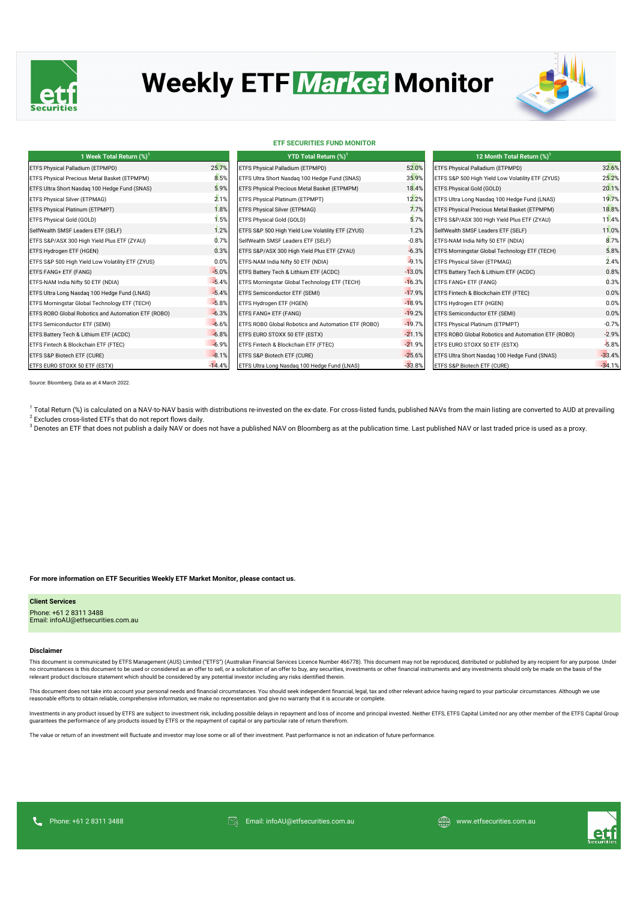# Weekly ETF Market Monitor

## ETF SECURITIES FUND MONITOR

| 1 Week Total Return (%)[1] | | YTD Total Return (%)[1] | | 12 Month Total Return (%)[1] | |
|---|---|---|---|---|---|
| ETFS Physical Palladium (ETPMPD) | 25.7% | ETFS Physical Palladium (ETPMPD) | 52.0% | ETFS Physical Palladium (ETPMPD) | 32.6% |
| ETFS Physical Precious Metal Basket (ETPMPM) | 8.5% | ETFS Ultra Short Nasdaq 100 Hedge Fund (SNAS) | 35.9% | ETFS S&P 500 High Yield Low Volatility ETF (ZYUS) | 25.2% |
| ETFS Ultra Short Nasdaq 100 Hedge Fund (SNAS) | 5.9% | ETFS Physical Precious Metal Basket (ETPMPM) | 18.4% | ETFS Physical Gold (GOLD) | 20.1% |
| ETFS Physical Silver (ETPMAG) | 2.1% | ETFS Physical Platinum (ETPMPT) | 12.2% | ETFS Ultra Long Nasdaq 100 Hedge Fund (LNAS) | 19.7% |
| ETFS Physical Platinum (ETPMPT) | 1.8% | ETFS Physical Silver (ETPMAG) | 7.7% | ETFS Physical Precious Metal Basket (ETPMPM) | 18.8% |
| ETFS Physical Gold (GOLD) | 1.5% | ETFS Physical Gold (GOLD) | 5.7% | ETFS S&P/ASX 300 High Yield Plus ETF (ZYAU) | 11.4% |
| SelfWealth SMSF Leaders ETF (SELF) | 1.2% | ETFS S&P 500 High Yield Low Volatility ETF (ZYUS) | 1.2% | SelfWealth SMSF Leaders ETF (SELF) | 11.0% |
| ETFS S&P/ASX 300 High Yield Plus ETF (ZYAU) | 0.7% | SelfWealth SMSF Leaders ETF (SELF) | -0.8% | ETFS-NAM India Nifty 50 ETF (NDIA) | 8.7% |
| ETFS Hydrogen ETF (HGEN) | 0.3% | ETFS S&P/ASX 300 High Yield Plus ETF (ZYAU) | -6.3% | ETFS Morningstar Global Technology ETF (TECH) | 5.8% |
| ETFS S&P 500 High Yield Low Volatility ETF (ZYUS) | 0.0% | ETFS-NAM India Nifty 50 ETF (NDIA) | -9.1% | ETFS Physical Silver (ETPMAG) | 2.4% |
| ETFS FANG+ ETF (FANG) | -5.0% | ETFS Battery Tech & Lithium ETF (ACDC) | -13.0% | ETFS Battery Tech & Lithium ETF (ACDC) | 0.8% |
| ETFS-NAM India Nifty 50 ETF (NDIA) | -5.4% | ETFS Morningstar Global Technology ETF (TECH) | -16.3% | ETFS FANG+ ETF (FANG) | 0.3% |
| ETFS Ultra Long Nasdaq 100 Hedge Fund (LNAS) | -5.4% | ETFS Semiconductor ETF (SEMI) | -17.9% | ETFS Fintech & Blockchain ETF (FTEC) | 0.0% |
| ETFS Morningstar Global Technology ETF (TECH) | -5.8% | ETFS Hydrogen ETF (HGEN) | -18.9% | ETFS Hydrogen ETF (HGEN) | 0.0% |
| ETFS ROBO Global Robotics and Automation ETF (ROBO) | -6.3% | ETFS FANG+ ETF (FANG) | -19.2% | ETFS Semiconductor ETF (SEMI) | 0.0% |
| ETFS Semiconductor ETF (SEMI) | -6.6% | ETFS ROBO Global Robotics and Automation ETF (ROBO) | -19.7% | ETFS Physical Platinum (ETPMPT) | -0.7% |
| ETFS Battery Tech & Lithium ETF (ACDC) | -6.8% | ETFS EURO STOXX 50 ETF (ESTX) | -21.1% | ETFS ROBO Global Robotics and Automation ETF (ROBO) | -2.9% |
| ETFS Fintech & Blockchain ETF (FTEC) | -6.9% | ETFS Fintech & Blockchain ETF (FTEC) | -21.9% | ETFS EURO STOXX 50 ETF (ESTX) | -5.8% |
| ETFS S&P Biotech ETF (CURE) | -8.1% | ETFS S&P Biotech ETF (CURE) | -25.6% | ETFS Ultra Short Nasdaq 100 Hedge Fund (SNAS) | -33.4% |
| ETFS EURO STOXX 50 ETF (ESTX) | -14.4% | ETFS Ultra Long Nasdaq 100 Hedge Fund (LNAS) | -33.8% | ETFS S&P Biotech ETF (CURE) | -34.1% |

Source: Bloomberg. Data as at 4 March 2022.

[1] Total Return (%) is calculated on a NAV-to-NAV basis with distributions re-invested on the ex-date. For cross-listed funds, published NAVs from the main listing are converted to AUD at prevailing

[2] Excludes cross-listed ETFs that do not report flows daily.

[3] Denotes an ETF that does not publish a daily NAV or does not have a published NAV on Bloomberg as at the publication time. Last published NAV or last traded price is used as a proxy.

**For more information on ETF Securities Weekly ETF Market Monitor, please contact us.**

**Client Services**

Phone: +61 2 8311 3488
Email: infoAU@etfsecurities.com.au

### Disclaimer

This document is communicated by ETFS Management (AUS) Limited ("ETFS") (Australian Financial Services Licence Number 466778). This document may not be reproduced, distributed or published by any recipient for any purpose. Under no circumstances is this document to be used or considered as an offer to sell, or a solicitation of an offer to buy, any securities, investments or other financial instruments and any investments should only be made on the basis of the relevant product disclosure statement which should be considered by any potential investor including any risks identified therein.

This document does not take into account your personal needs and financial circumstances. You should seek independent financial, legal, tax and other relevant advice having regard to your particular circumstances. Although we use reasonable efforts to obtain reliable, comprehensive information, we make no representation and give no warranty that it is accurate or complete.

Investments in any product issued by ETFS are subject to investment risk, including possible delays in repayment and loss of income and principal invested. Neither ETFS, ETFS Capital Limited nor any other member of the ETFS Capital Group guarantees the performance of any products issued by ETFS or the repayment of capital or any particular rate of return therefrom.

The value or return of an investment will fluctuate and investor may lose some or all of their investment. Past performance is not an indication of future performance.

Phone: +61 2 8311 3488 Email: infoAU@etfsecurities.com.au www.etfsecurities.com.au